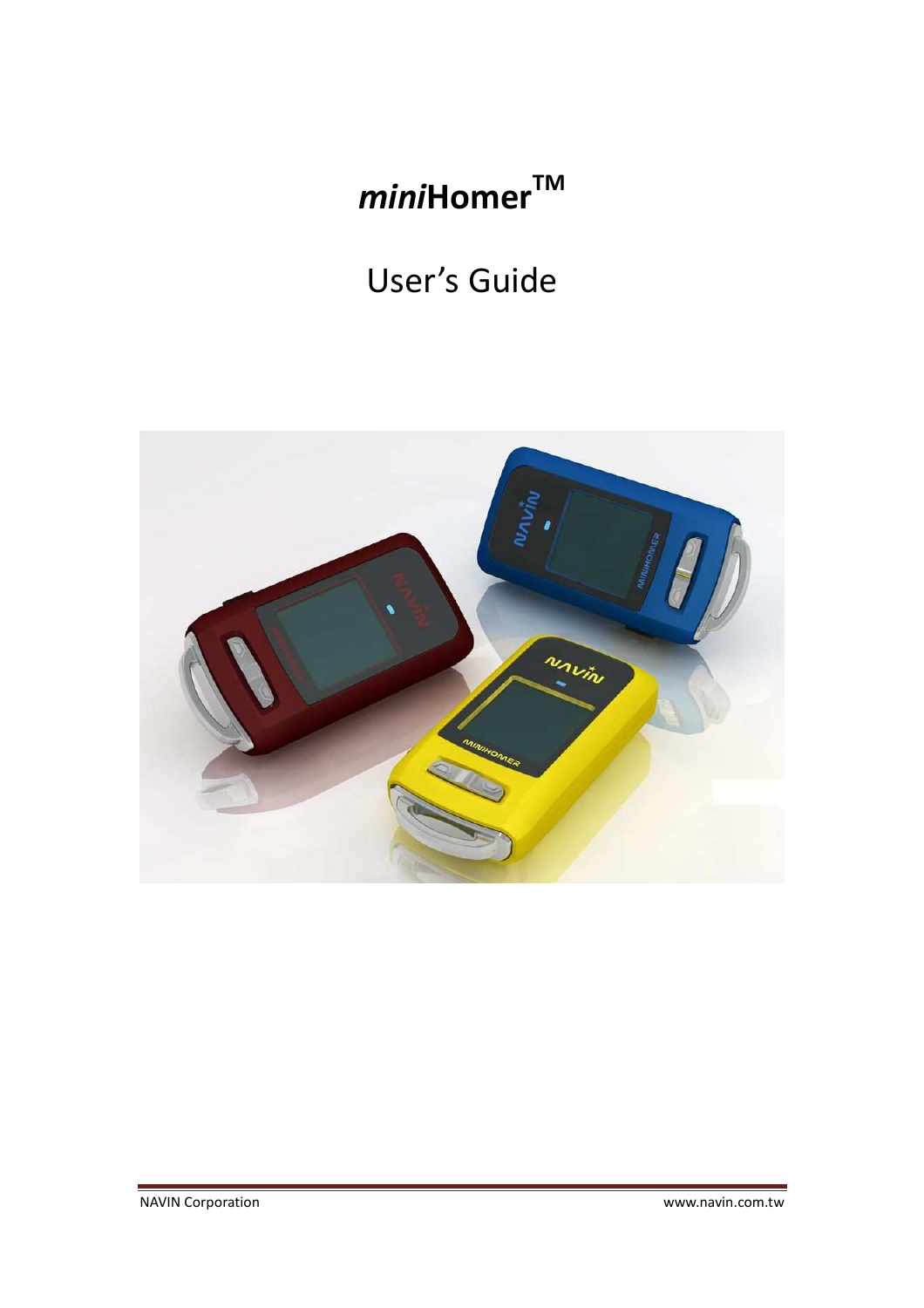# *mini*Homer™

User's Guide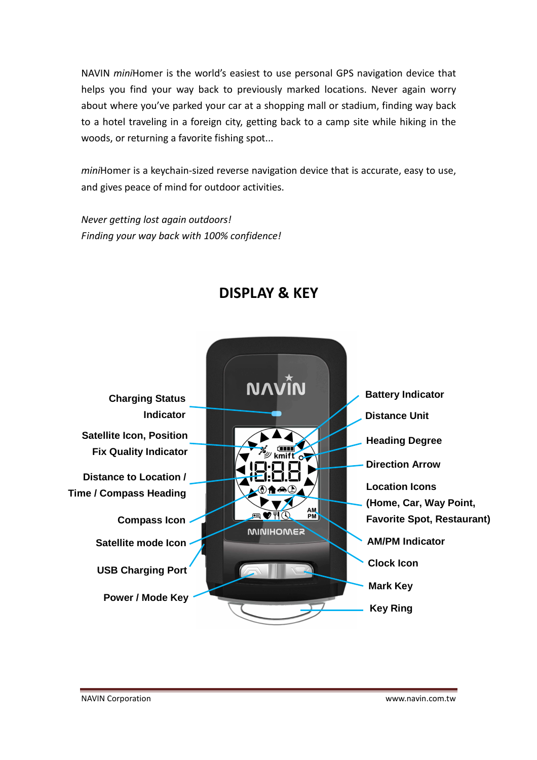NAVIN *mini*Homer is the world's easiest to use personal GPS navigation device that helps you find your way back to previously marked locations. Never again worry about where you've parked your car at a shopping mall or stadium, finding way back to a hotel traveling in a foreign city, getting back to a camp site while hiking in the woods, or returning a favorite fishing spot...

*mini*Homer is a keychain-sized reverse navigation device that is accurate, easy to use, and gives peace of mind for outdoor activities.

*Never getting lost again outdoors!*
*Finding your way back with 100% confidence!*

## DISPLAY & KEY

**Charging Status Indicator**

**Satellite Icon, Position Fix Quality Indicator**

**Distance to Location / Time / Compass Heading**

**Compass Icon**

**Satellite mode Icon**

**USB Charging Port**

**Power / Mode Key**

**Battery Indicator**

**Distance Unit**

**Heading Degree**

**Direction Arrow**

**Location Icons (Home, Car, Way Point, Favorite Spot, Restaurant)**

**AM/PM Indicator**

**Clock Icon**

**Mark Key**

**Key Ring**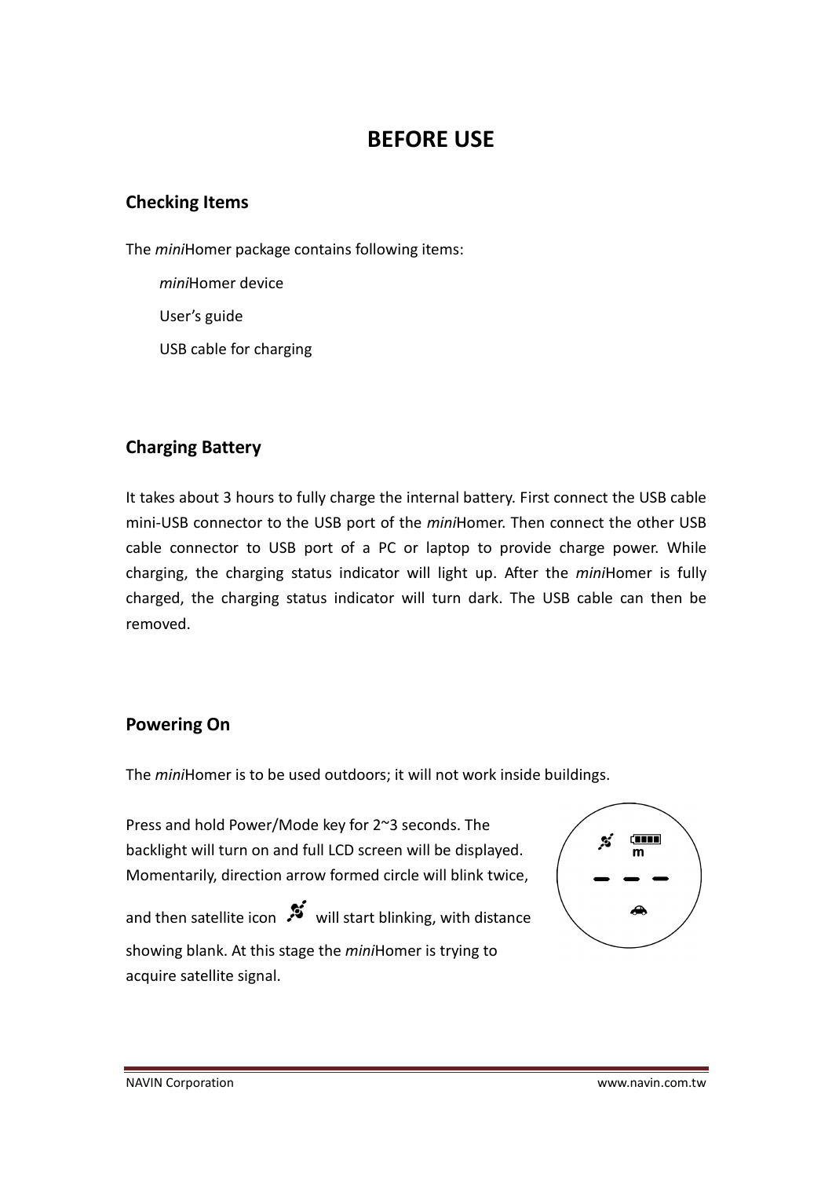# BEFORE USE

## Checking Items

The *mini*Homer package contains following items:

- *mini*Homer device
- User's guide
- USB cable for charging

## Charging Battery

It takes about 3 hours to fully charge the internal battery. First connect the USB cable mini-USB connector to the USB port of the *mini*Homer. Then connect the other USB cable connector to USB port of a PC or laptop to provide charge power. While charging, the charging status indicator will light up. After the *mini*Homer is fully charged, the charging status indicator will turn dark. The USB cable can then be removed.

## Powering On

The *mini*Homer is to be used outdoors; it will not work inside buildings.

Press and hold Power/Mode key for 2~3 seconds. The backlight will turn on and full LCD screen will be displayed. Momentarily, direction arrow formed circle will blink twice, and then satellite icon will start blinking, with distance showing blank. At this stage the *mini*Homer is trying to acquire satellite signal.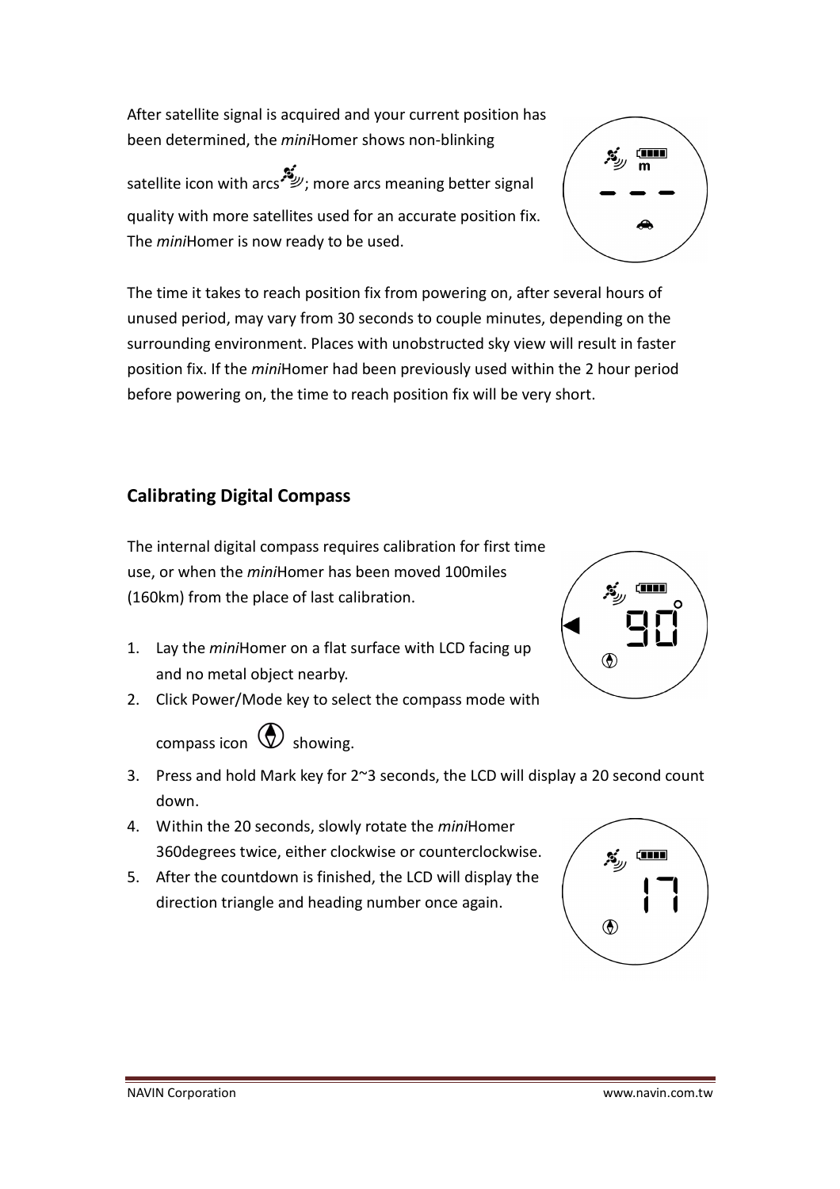After satellite signal is acquired and your current position has been determined, the *mini*Homer shows non-blinking satellite icon with arcs; more arcs meaning better signal quality with more satellites used for an accurate position fix. The *mini*Homer is now ready to be used.

The time it takes to reach position fix from powering on, after several hours of unused period, may vary from 30 seconds to couple minutes, depending on the surrounding environment. Places with unobstructed sky view will result in faster position fix. If the *mini*Homer had been previously used within the 2 hour period before powering on, the time to reach position fix will be very short.

## Calibrating Digital Compass

The internal digital compass requires calibration for first time use, or when the *mini*Homer has been moved 100miles (160km) from the place of last calibration.

1. Lay the *mini*Homer on a flat surface with LCD facing up and no metal object nearby.
2. Click Power/Mode key to select the compass mode with compass icon showing.
3. Press and hold Mark key for 2~3 seconds, the LCD will display a 20 second count down.
4. Within the 20 seconds, slowly rotate the *mini*Homer 360degrees twice, either clockwise or counterclockwise.
5. After the countdown is finished, the LCD will display the direction triangle and heading number once again.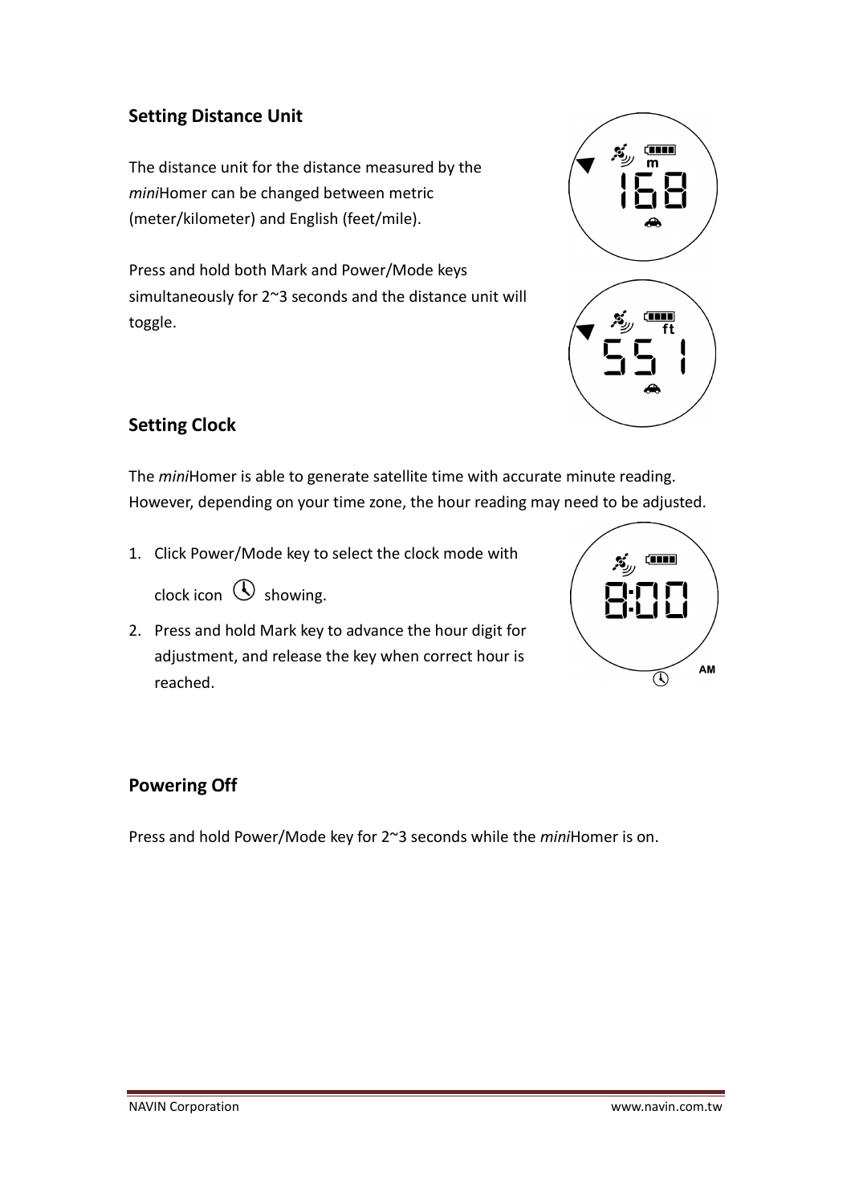## Setting Distance Unit

The distance unit for the distance measured by the *mini*Homer can be changed between metric (meter/kilometer) and English (feet/mile).

Press and hold both Mark and Power/Mode keys simultaneously for 2~3 seconds and the distance unit will toggle.

## Setting Clock

The *mini*Homer is able to generate satellite time with accurate minute reading. However, depending on your time zone, the hour reading may need to be adjusted.

1. Click Power/Mode key to select the clock mode with clock icon showing.
2. Press and hold Mark key to advance the hour digit for adjustment, and release the key when correct hour is reached.

## Powering Off

Press and hold Power/Mode key for 2~3 seconds while the *mini*Homer is on.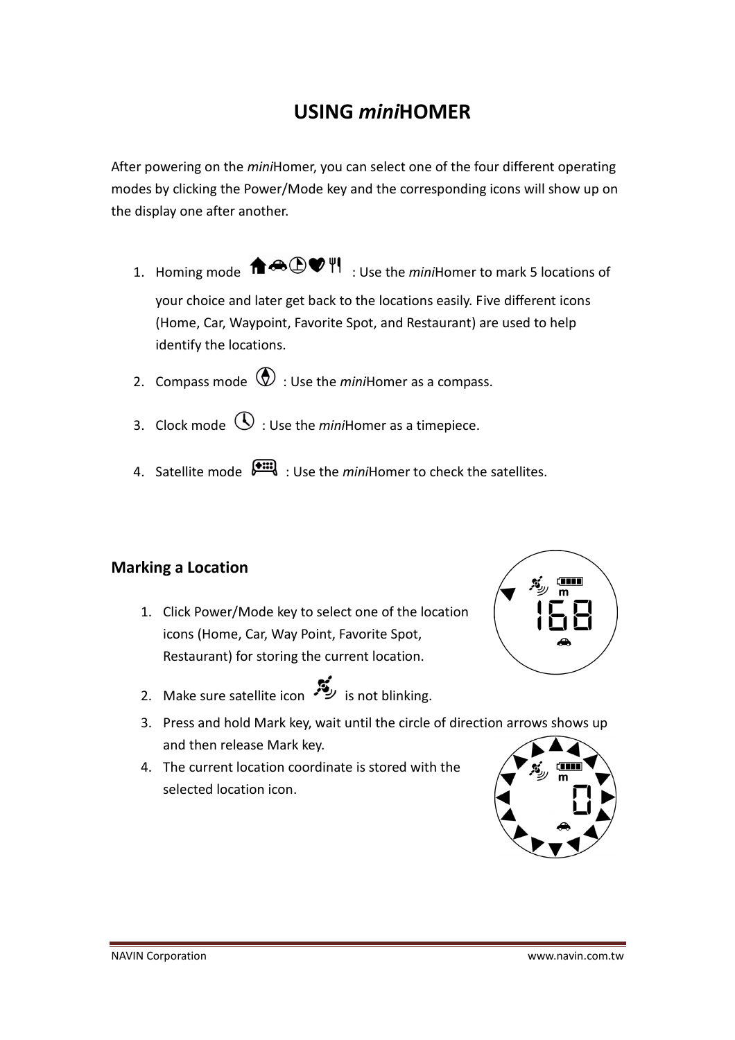# USING *mini*HOMER

After powering on the *mini*Homer, you can select one of the four different operating modes by clicking the Power/Mode key and the corresponding icons will show up on the display one after another.

1. Homing mode : Use the *mini*Homer to mark 5 locations of your choice and later get back to the locations easily. Five different icons (Home, Car, Waypoint, Favorite Spot, and Restaurant) are used to help identify the locations.
2. Compass mode : Use the *mini*Homer as a compass.
3. Clock mode : Use the *mini*Homer as a timepiece.
4. Satellite mode : Use the *mini*Homer to check the satellites.

## Marking a Location

1. Click Power/Mode key to select one of the location icons (Home, Car, Way Point, Favorite Spot, Restaurant) for storing the current location.
2. Make sure satellite icon is not blinking.
3. Press and hold Mark key, wait until the circle of direction arrows shows up and then release Mark key.
4. The current location coordinate is stored with the selected location icon.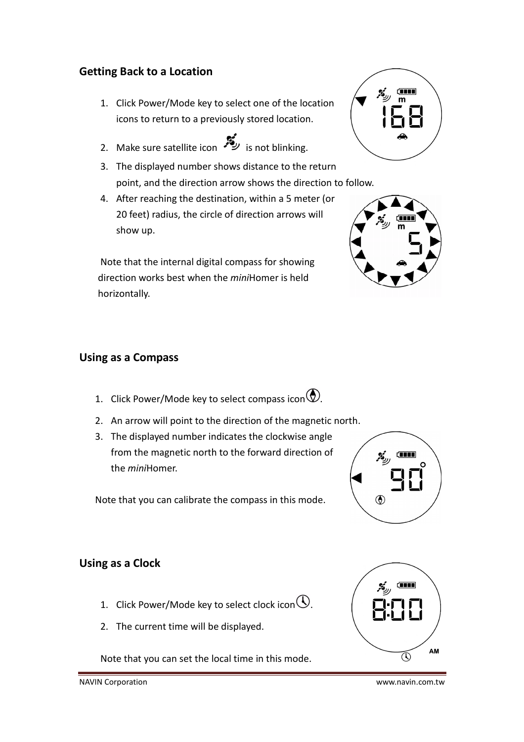## Getting Back to a Location

1. Click Power/Mode key to select one of the location icons to return to a previously stored location.
2. Make sure satellite icon is not blinking.
3. The displayed number shows distance to the return point, and the direction arrow shows the direction to follow.
4. After reaching the destination, within a 5 meter (or 20 feet) radius, the circle of direction arrows will show up.

Note that the internal digital compass for showing direction works best when the *mini*Homer is held horizontally.

## Using as a Compass

1. Click Power/Mode key to select compass icon.
2. An arrow will point to the direction of the magnetic north.
3. The displayed number indicates the clockwise angle from the magnetic north to the forward direction of the *mini*Homer.

Note that you can calibrate the compass in this mode.

## Using as a Clock

1. Click Power/Mode key to select clock icon.
2. The current time will be displayed.

Note that you can set the local time in this mode.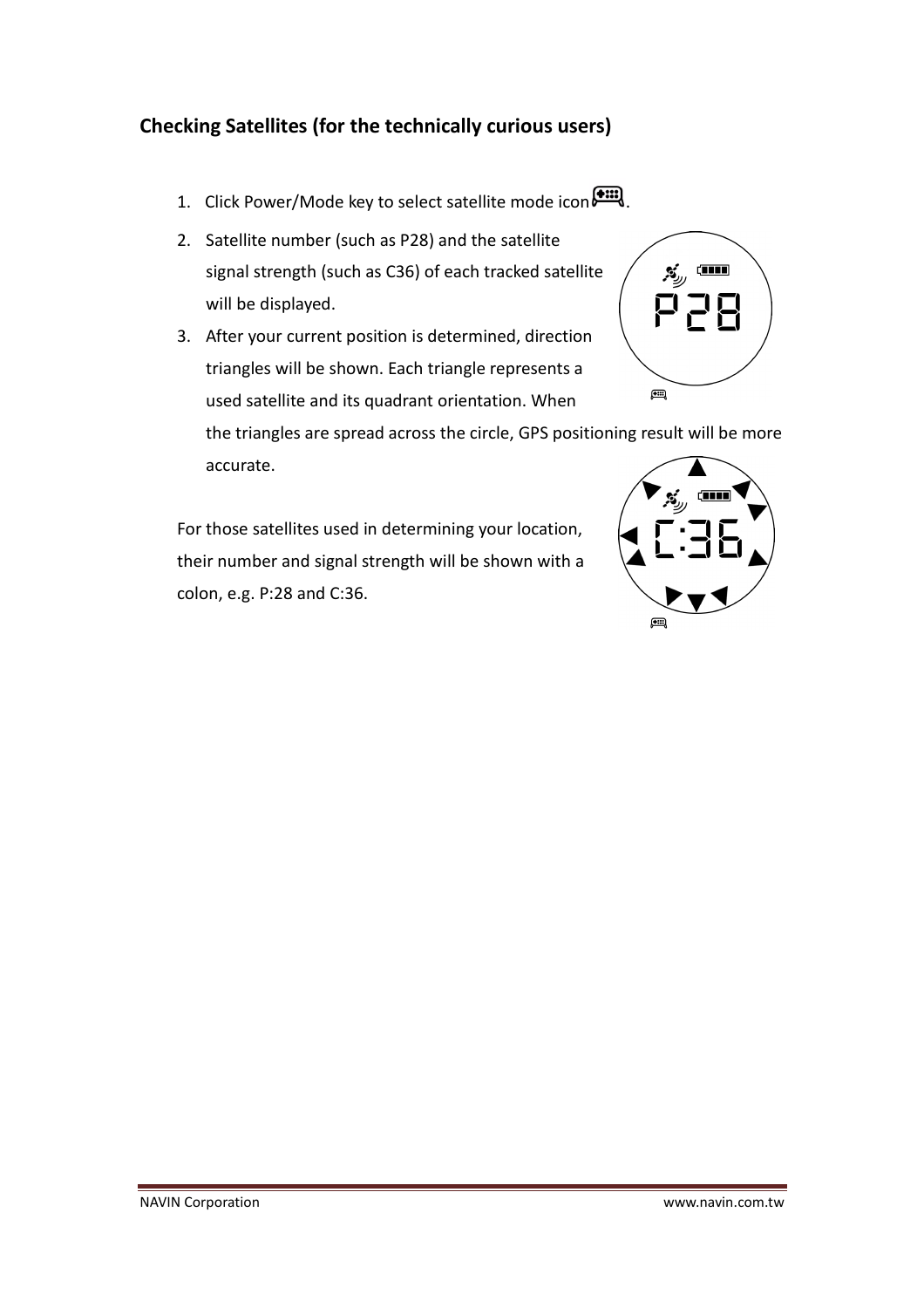## Checking Satellites (for the technically curious users)

1. Click Power/Mode key to select satellite mode icon.
2. Satellite number (such as P28) and the satellite signal strength (such as C36) of each tracked satellite will be displayed.
3. After your current position is determined, direction triangles will be shown. Each triangle represents a used satellite and its quadrant orientation. When the triangles are spread across the circle, GPS positioning result will be more accurate.

For those satellites used in determining your location, their number and signal strength will be shown with a colon, e.g. P:28 and C:36.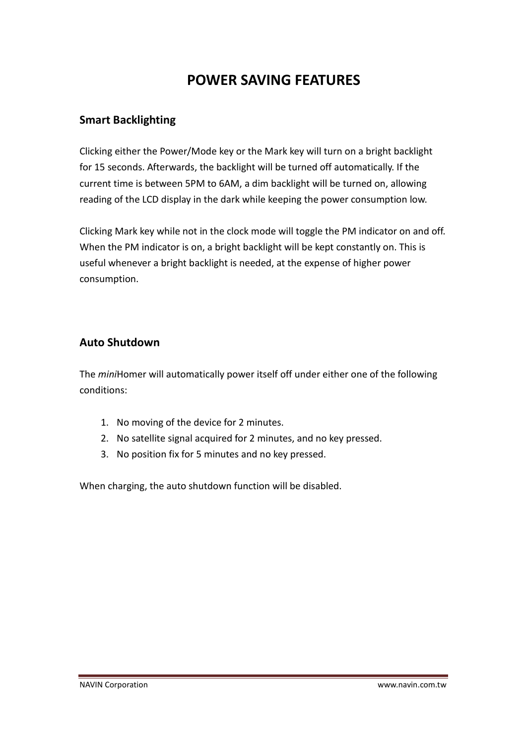# POWER SAVING FEATURES

## Smart Backlighting

Clicking either the Power/Mode key or the Mark key will turn on a bright backlight for 15 seconds. Afterwards, the backlight will be turned off automatically. If the current time is between 5PM to 6AM, a dim backlight will be turned on, allowing reading of the LCD display in the dark while keeping the power consumption low.

Clicking Mark key while not in the clock mode will toggle the PM indicator on and off. When the PM indicator is on, a bright backlight will be kept constantly on. This is useful whenever a bright backlight is needed, at the expense of higher power consumption.

## Auto Shutdown

The *mini*Homer will automatically power itself off under either one of the following conditions:

1. No moving of the device for 2 minutes.
2. No satellite signal acquired for 2 minutes, and no key pressed.
3. No position fix for 5 minutes and no key pressed.

When charging, the auto shutdown function will be disabled.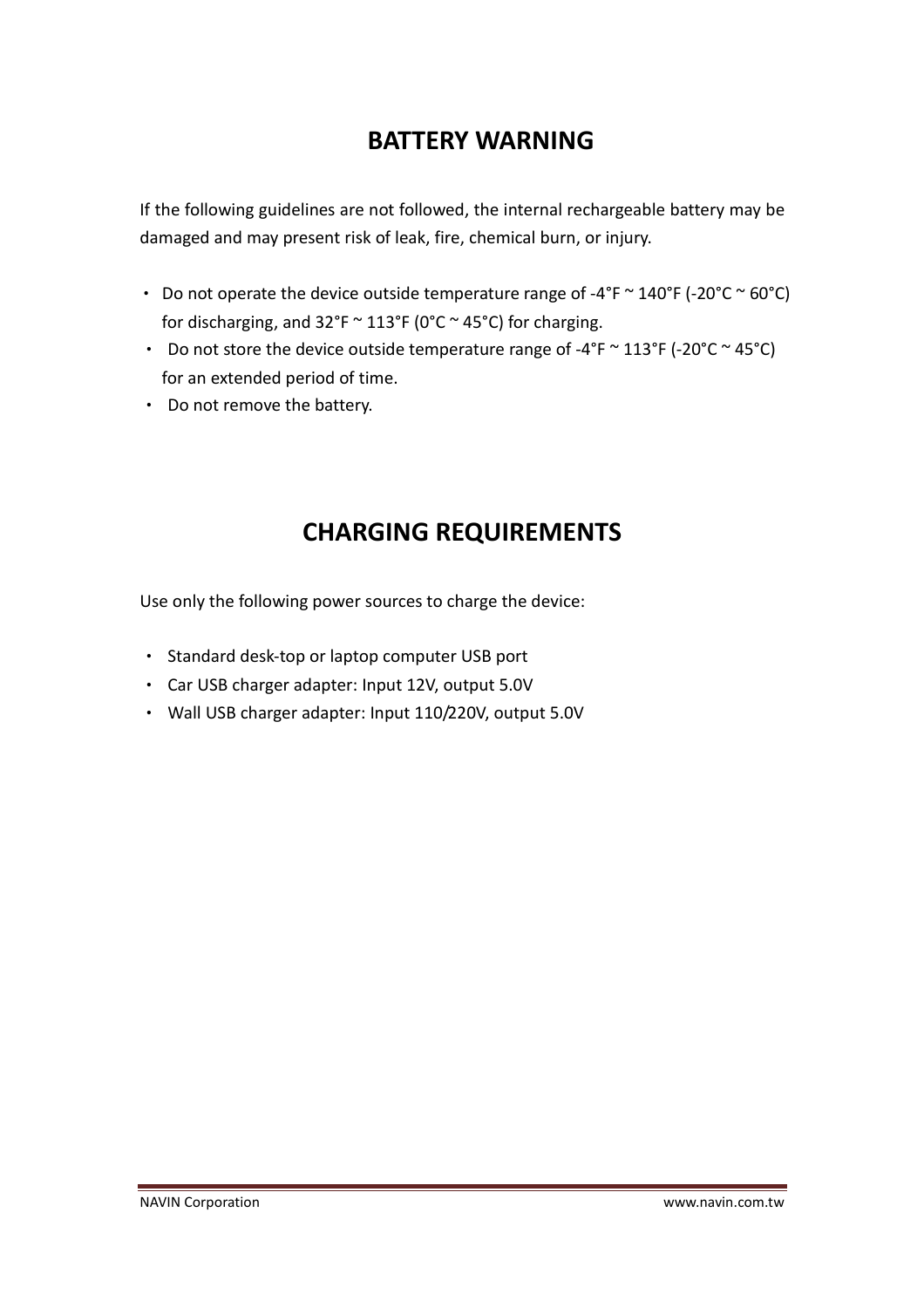## BATTERY WARNING

If the following guidelines are not followed, the internal rechargeable battery may be damaged and may present risk of leak, fire, chemical burn, or injury.

- Do not operate the device outside temperature range of -4°F ~ 140°F (-20°C ~ 60°C) for discharging, and 32°F ~ 113°F (0°C ~ 45°C) for charging.
- Do not store the device outside temperature range of -4°F ~ 113°F (-20°C ~ 45°C) for an extended period of time.
- Do not remove the battery.

## CHARGING REQUIREMENTS

Use only the following power sources to charge the device:

- Standard desk-top or laptop computer USB port
- Car USB charger adapter: Input 12V, output 5.0V
- Wall USB charger adapter: Input 110/220V, output 5.0V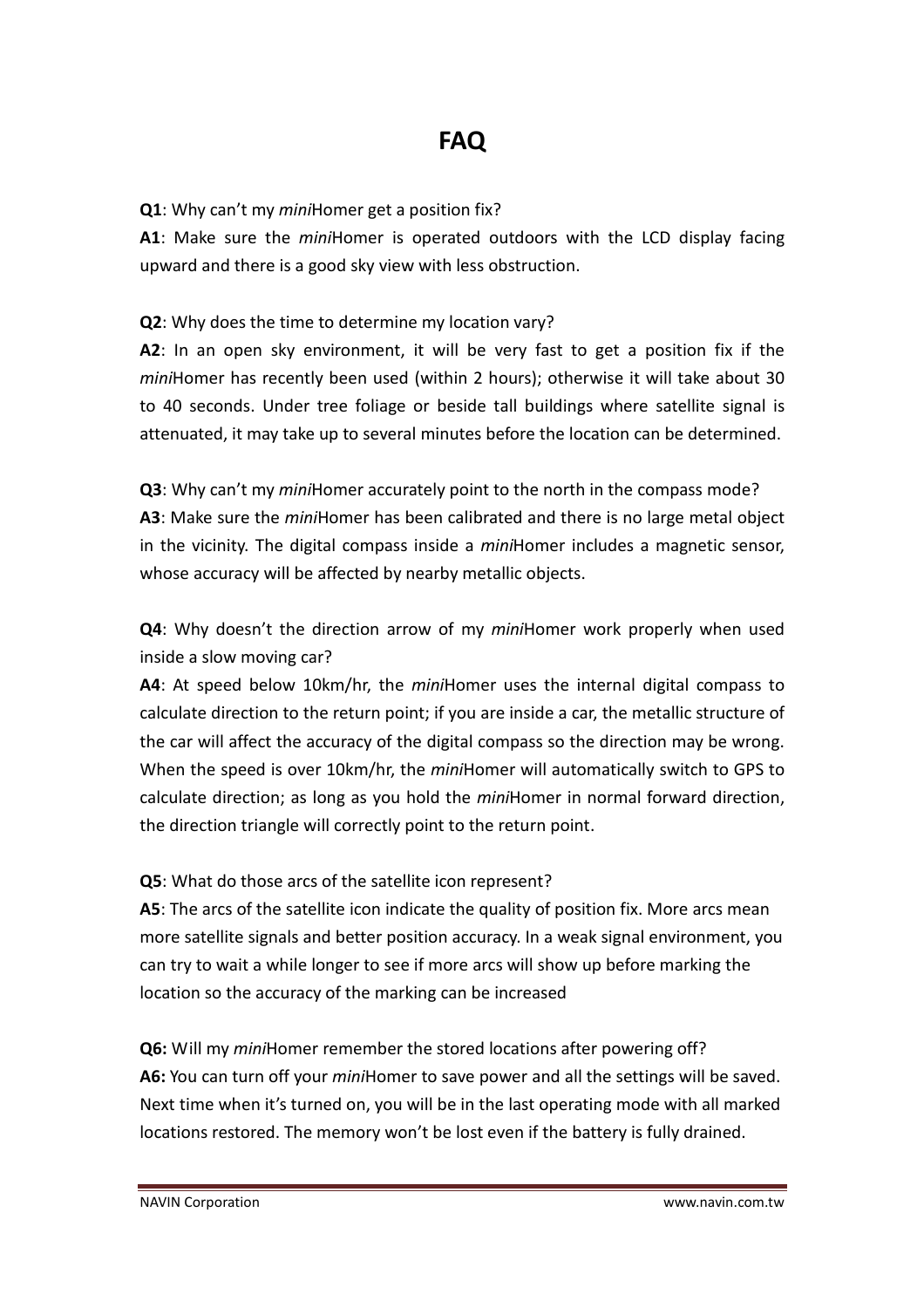# FAQ

**Q1**: Why can't my *mini*Homer get a position fix?

**A1**: Make sure the *mini*Homer is operated outdoors with the LCD display facing upward and there is a good sky view with less obstruction.

**Q2**: Why does the time to determine my location vary?

**A2**: In an open sky environment, it will be very fast to get a position fix if the *mini*Homer has recently been used (within 2 hours); otherwise it will take about 30 to 40 seconds. Under tree foliage or beside tall buildings where satellite signal is attenuated, it may take up to several minutes before the location can be determined.

**Q3**: Why can't my *mini*Homer accurately point to the north in the compass mode?

**A3**: Make sure the *mini*Homer has been calibrated and there is no large metal object in the vicinity. The digital compass inside a *mini*Homer includes a magnetic sensor, whose accuracy will be affected by nearby metallic objects.

**Q4**: Why doesn't the direction arrow of my *mini*Homer work properly when used inside a slow moving car?

**A4**: At speed below 10km/hr, the *mini*Homer uses the internal digital compass to calculate direction to the return point; if you are inside a car, the metallic structure of the car will affect the accuracy of the digital compass so the direction may be wrong. When the speed is over 10km/hr, the *mini*Homer will automatically switch to GPS to calculate direction; as long as you hold the *mini*Homer in normal forward direction, the direction triangle will correctly point to the return point.

**Q5**: What do those arcs of the satellite icon represent?

**A5**: The arcs of the satellite icon indicate the quality of position fix. More arcs mean more satellite signals and better position accuracy. In a weak signal environment, you can try to wait a while longer to see if more arcs will show up before marking the location so the accuracy of the marking can be increased

**Q6:** Will my *mini*Homer remember the stored locations after powering off?

**A6:** You can turn off your *mini*Homer to save power and all the settings will be saved. Next time when it's turned on, you will be in the last operating mode with all marked locations restored. The memory won't be lost even if the battery is fully drained.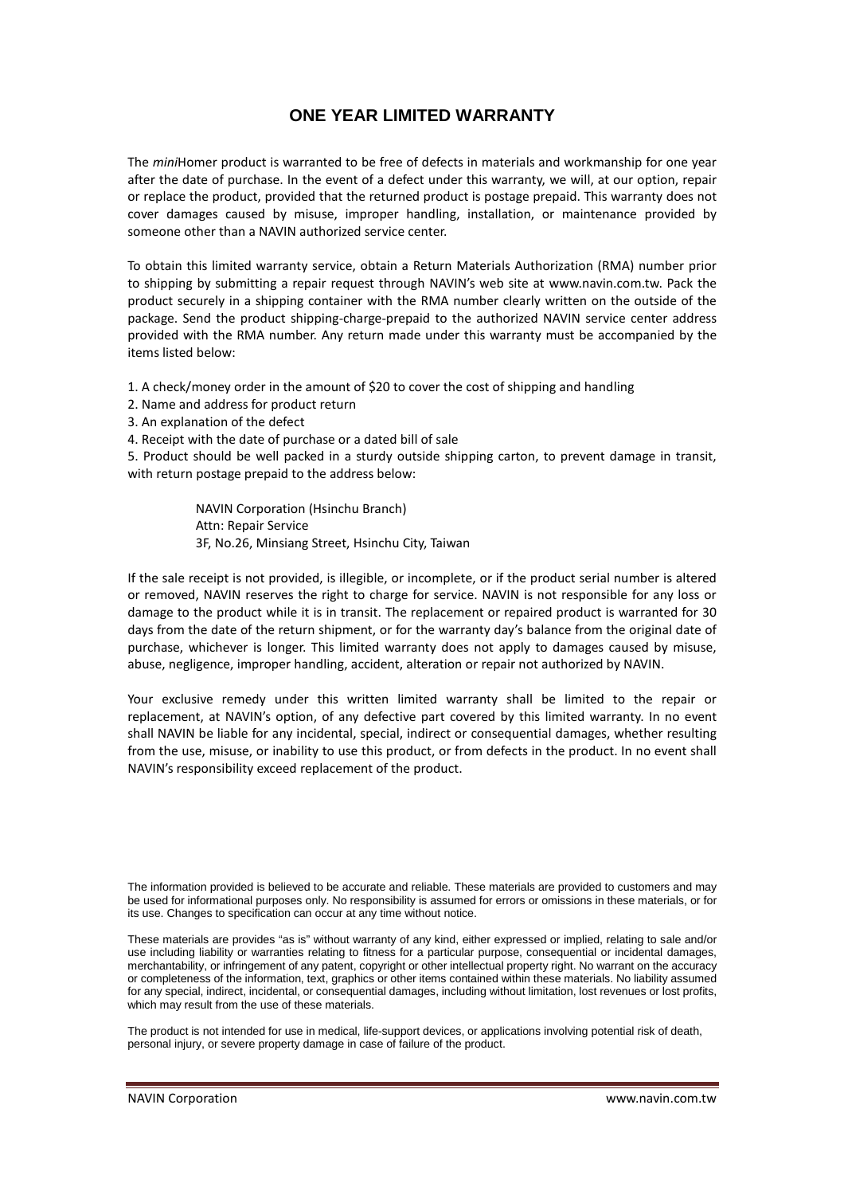# ONE YEAR LIMITED WARRANTY

The *mini*Homer product is warranted to be free of defects in materials and workmanship for one year after the date of purchase. In the event of a defect under this warranty, we will, at our option, repair or replace the product, provided that the returned product is postage prepaid. This warranty does not cover damages caused by misuse, improper handling, installation, or maintenance provided by someone other than a NAVIN authorized service center.

To obtain this limited warranty service, obtain a Return Materials Authorization (RMA) number prior to shipping by submitting a repair request through NAVIN's web site at www.navin.com.tw. Pack the product securely in a shipping container with the RMA number clearly written on the outside of the package. Send the product shipping-charge-prepaid to the authorized NAVIN service center address provided with the RMA number. Any return made under this warranty must be accompanied by the items listed below:

1. A check/money order in the amount of $20 to cover the cost of shipping and handling
2. Name and address for product return
3. An explanation of the defect
4. Receipt with the date of purchase or a dated bill of sale
5. Product should be well packed in a sturdy outside shipping carton, to prevent damage in transit, with return postage prepaid to the address below:

NAVIN Corporation (Hsinchu Branch)
Attn: Repair Service
3F, No.26, Minsiang Street, Hsinchu City, Taiwan

If the sale receipt is not provided, is illegible, or incomplete, or if the product serial number is altered or removed, NAVIN reserves the right to charge for service. NAVIN is not responsible for any loss or damage to the product while it is in transit. The replacement or repaired product is warranted for 30 days from the date of the return shipment, or for the warranty day's balance from the original date of purchase, whichever is longer. This limited warranty does not apply to damages caused by misuse, abuse, negligence, improper handling, accident, alteration or repair not authorized by NAVIN.

Your exclusive remedy under this written limited warranty shall be limited to the repair or replacement, at NAVIN's option, of any defective part covered by this limited warranty. In no event shall NAVIN be liable for any incidental, special, indirect or consequential damages, whether resulting from the use, misuse, or inability to use this product, or from defects in the product. In no event shall NAVIN's responsibility exceed replacement of the product.

The information provided is believed to be accurate and reliable. These materials are provided to customers and may be used for informational purposes only. No responsibility is assumed for errors or omissions in these materials, or for its use. Changes to specification can occur at any time without notice.

These materials are provides "as is" without warranty of any kind, either expressed or implied, relating to sale and/or use including liability or warranties relating to fitness for a particular purpose, consequential or incidental damages, merchantability, or infringement of any patent, copyright or other intellectual property right. No warrant on the accuracy or completeness of the information, text, graphics or other items contained within these materials. No liability assumed for any special, indirect, incidental, or consequential damages, including without limitation, lost revenues or lost profits, which may result from the use of these materials.

The product is not intended for use in medical, life-support devices, or applications involving potential risk of death, personal injury, or severe property damage in case of failure of the product.